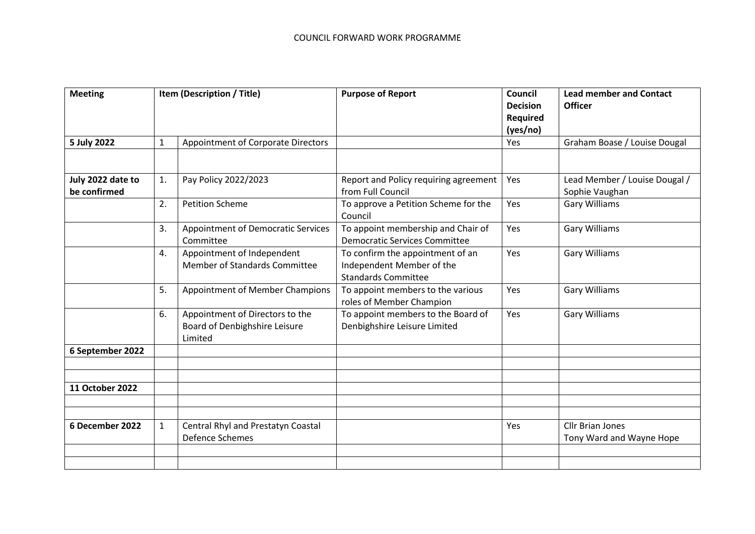# COUNCIL FORWARD WORK PROGRAMME

| Meeting | Item (Description / Title) | | Purpose of Report | Council Decision Required (yes/no) | Lead member and Contact Officer |
|---|---|---|---|---|---|
| **5 July 2022** | 1 | Appointment of Corporate Directors | | Yes | Graham Boase / Louise Dougal |
| | | | | | |
| **July 2022 date to be confirmed** | 1. | Pay Policy 2022/2023 | Report and Policy requiring agreement from Full Council | Yes | Lead Member / Louise Dougal / Sophie Vaughan |
| | 2. | Petition Scheme | To approve a Petition Scheme for the Council | Yes | Gary Williams |
| | 3. | Appointment of Democratic Services Committee | To appoint membership and Chair of Democratic Services Committee | Yes | Gary Williams |
| | 4. | Appointment of Independent Member of Standards Committee | To confirm the appointment of an Independent Member of the Standards Committee | Yes | Gary Williams |
| | 5. | Appointment of Member Champions | To appoint members to the various roles of Member Champion | Yes | Gary Williams |
| | 6. | Appointment of Directors to the Board of Denbighshire Leisure Limited | To appoint members to the Board of Denbighshire Leisure Limited | Yes | Gary Williams |
| **6 September 2022** | | | | | |
| | | | | | |
| | | | | | |
| **11 October 2022** | | | | | |
| | | | | | |
| | | | | | |
| **6 December 2022** | 1 | Central Rhyl and Prestatyn Coastal Defence Schemes | | Yes | Cllr Brian Jones<br>Tony Ward and Wayne Hope |
| | | | | | |
| | | | | | |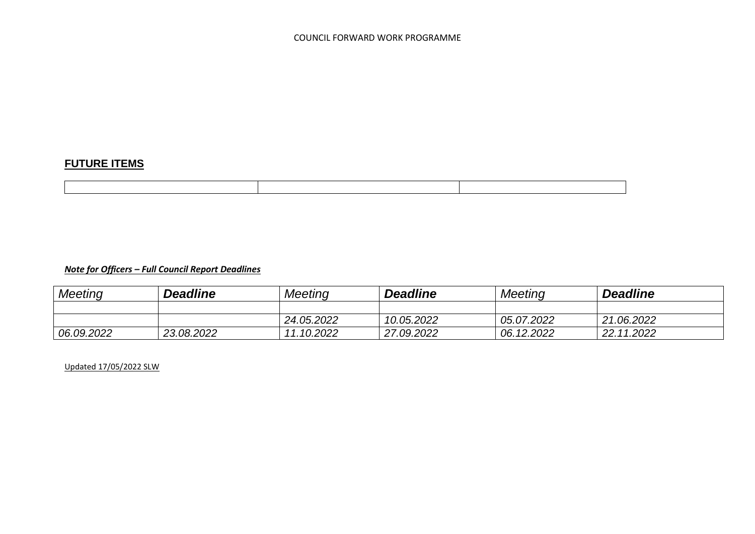COUNCIL FORWARD WORK PROGRAMME

## FUTURE ITEMS

| | | |
|---|---|---|
| | | |

***Note for Officers – Full Council Report Deadlines***

| *Meeting* | ***Deadline*** | *Meeting* | ***Deadline*** | *Meeting* | ***Deadline*** |
|---|---|---|---|---|---|
| | | | | | |
| | | *24.05.2022* | *10.05.2022* | *05.07.2022* | *21.06.2022* |
| *06.09.2022* | *23.08.2022* | *11.10.2022* | *27.09.2022* | *06.12.2022* | *22.11.2022* |

Updated 17/05/2022 SLW